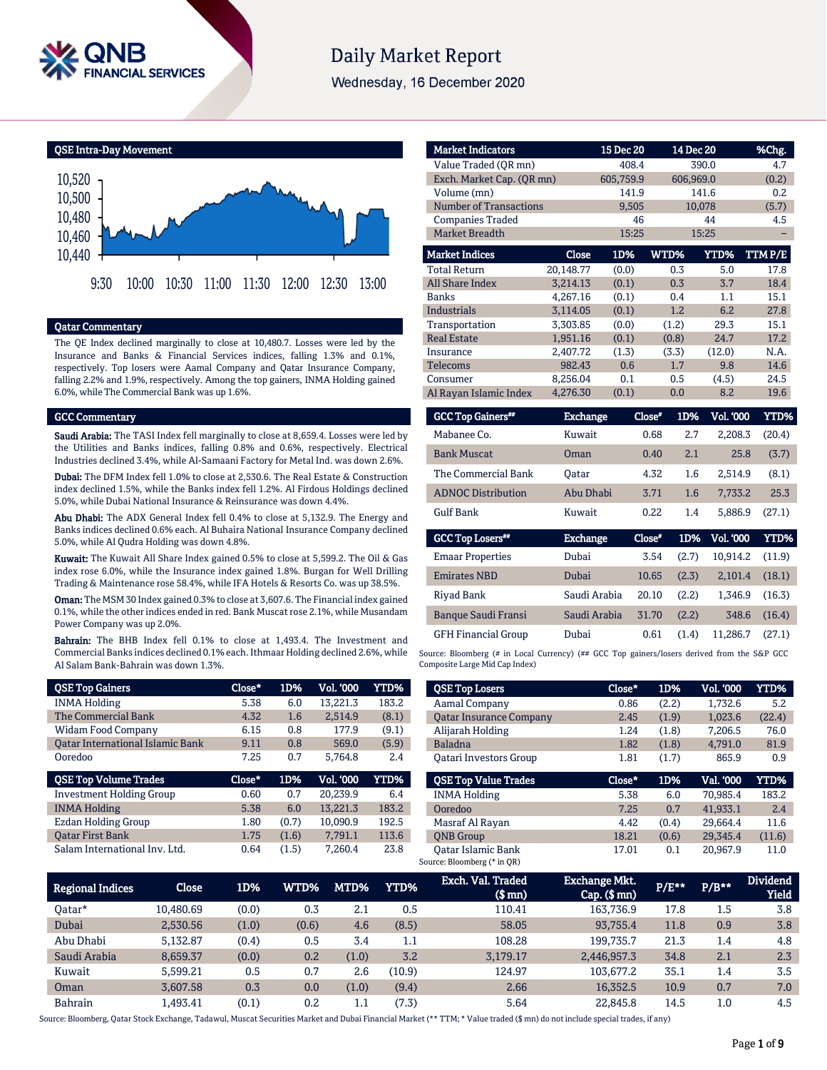# Daily Market Report

Wednesday, 16 December 2020

## QSE Intra-Day Movement

## Qatar Commentary

The QE Index declined marginally to close at 10,480.7. Losses were led by the Insurance and Banks & Financial Services indices, falling 1.3% and 0.1%, respectively. Top losers were Aamal Company and Qatar Insurance Company, falling 2.2% and 1.9%, respectively. Among the top gainers, INMA Holding gained 6.0%, while The Commercial Bank was up 1.6%.

## GCC Commentary

**Saudi Arabia:** The TASI Index fell marginally to close at 8,659.4. Losses were led by the Utilities and Banks indices, falling 0.8% and 0.6%, respectively. Electrical Industries declined 3.4%, while Al-Samaani Factory for Metal Ind. was down 2.6%.

**Dubai:** The DFM Index fell 1.0% to close at 2,530.6. The Real Estate & Construction index declined 1.5%, while the Banks index fell 1.2%. Al Firdous Holdings declined 5.0%, while Dubai National Insurance & Reinsurance was down 4.4%.

**Abu Dhabi:** The ADX General Index fell 0.4% to close at 5,132.9. The Energy and Banks indices declined 0.6% each. Al Buhaira National Insurance Company declined 5.0%, while Al Qudra Holding was down 4.8%.

**Kuwait:** The Kuwait All Share Index gained 0.5% to close at 5,599.2. The Oil & Gas index rose 6.0%, while the Insurance index gained 1.8%. Burgan for Well Drilling Trading & Maintenance rose 58.4%, while IFA Hotels & Resorts Co. was up 38.5%.

**Oman:** The MSM 30 Index gained 0.3% to close at 3,607.6. The Financial index gained 0.1%, while the other indices ended in red. Bank Muscat rose 2.1%, while Musandam Power Company was up 2.0%.

**Bahrain:** The BHB Index fell 0.1% to close at 1,493.4. The Investment and Commercial Banks indices declined 0.1% each. Ithmaar Holding declined 2.6%, while Al Salam Bank-Bahrain was down 1.3%.

| Market Indicators | 15 Dec 20 | 14 Dec 20 | %Chg. |
|---|---|---|---|
| Value Traded (QR mn) | 408.4 | 390.0 | 4.7 |
| Exch. Market Cap. (QR mn) | 605,759.9 | 606,969.0 | (0.2) |
| Volume (mn) | 141.9 | 141.6 | 0.2 |
| Number of Transactions | 9,505 | 10,078 | (5.7) |
| Companies Traded | 46 | 44 | 4.5 |
| Market Breadth | 15:25 | 15:25 | – |

| Market Indices | Close | 1D% | WTD% | YTD% | TTM P/E |
|---|---|---|---|---|---|
| Total Return | 20,148.77 | (0.0) | 0.3 | 5.0 | 17.8 |
| All Share Index | 3,214.13 | (0.1) | 0.3 | 3.7 | 18.4 |
| Banks | 4,267.16 | (0.1) | 0.4 | 1.1 | 15.1 |
| Industrials | 3,114.05 | (0.1) | 1.2 | 6.2 | 27.8 |
| Transportation | 3,303.85 | (0.0) | (1.2) | 29.3 | 15.1 |
| Real Estate | 1,951.16 | (0.1) | (0.8) | 24.7 | 17.2 |
| Insurance | 2,407.72 | (1.3) | (3.3) | (12.0) | N.A. |
| Telecoms | 982.43 | 0.6 | 1.7 | 9.8 | 14.6 |
| Consumer | 8,256.04 | 0.1 | 0.5 | (4.5) | 24.5 |
| Al Rayan Islamic Index | 4,276.30 | (0.1) | 0.0 | 8.2 | 19.6 |

| GCC Top Gainers## | Exchange | Close# | 1D% | Vol. '000 | YTD% |
|---|---|---|---|---|---|
| Mabanee Co. | Kuwait | 0.68 | 2.7 | 2,208.3 | (20.4) |
| Bank Muscat | Oman | 0.40 | 2.1 | 25.8 | (3.7) |
| The Commercial Bank | Qatar | 4.32 | 1.6 | 2,514.9 | (8.1) |
| ADNOC Distribution | Abu Dhabi | 3.71 | 1.6 | 7,733.2 | 25.3 |
| Gulf Bank | Kuwait | 0.22 | 1.4 | 5,886.9 | (27.1) |

| GCC Top Losers## | Exchange | Close# | 1D% | Vol. '000 | YTD% |
|---|---|---|---|---|---|
| Emaar Properties | Dubai | 3.54 | (2.7) | 10,914.2 | (11.9) |
| Emirates NBD | Dubai | 10.65 | (2.3) | 2,101.4 | (18.1) |
| Riyad Bank | Saudi Arabia | 20.10 | (2.2) | 1,346.9 | (16.3) |
| Banque Saudi Fransi | Saudi Arabia | 31.70 | (2.2) | 348.6 | (16.4) |
| GFH Financial Group | Dubai | 0.61 | (1.4) | 11,286.7 | (27.1) |

Source: Bloomberg (# in Local Currency) (## GCC Top gainers/losers derived from the S&P GCC Composite Large Mid Cap Index)

| QSE Top Gainers | Close* | 1D% | Vol. '000 | YTD% |
|---|---|---|---|---|
| INMA Holding | 5.38 | 6.0 | 13,221.3 | 183.2 |
| The Commercial Bank | 4.32 | 1.6 | 2,514.9 | (8.1) |
| Widam Food Company | 6.15 | 0.8 | 177.9 | (9.1) |
| Qatar International Islamic Bank | 9.11 | 0.8 | 569.0 | (5.9) |
| Ooredoo | 7.25 | 0.7 | 5,764.8 | 2.4 |

| QSE Top Volume Trades | Close* | 1D% | Vol. '000 | YTD% |
|---|---|---|---|---|
| Investment Holding Group | 0.60 | 0.7 | 20,239.9 | 6.4 |
| INMA Holding | 5.38 | 6.0 | 13,221.3 | 183.2 |
| Ezdan Holding Group | 1.80 | (0.7) | 10,090.9 | 192.5 |
| Qatar First Bank | 1.75 | (1.6) | 7,791.1 | 113.6 |
| Salam International Inv. Ltd. | 0.64 | (1.5) | 7,260.4 | 23.8 |

| QSE Top Losers | Close* | 1D% | Vol. '000 | YTD% |
|---|---|---|---|---|
| Aamal Company | 0.86 | (2.2) | 1,732.6 | 5.2 |
| Qatar Insurance Company | 2.45 | (1.9) | 1,023.6 | (22.4) |
| Alijarah Holding | 1.24 | (1.8) | 7,206.5 | 76.0 |
| Baladna | 1.82 | (1.8) | 4,791.0 | 81.9 |
| Qatari Investors Group | 1.81 | (1.7) | 865.9 | 0.9 |

| QSE Top Value Trades | Close* | 1D% | Val. '000 | YTD% |
|---|---|---|---|---|
| INMA Holding | 5.38 | 6.0 | 70,985.4 | 183.2 |
| Ooredoo | 7.25 | 0.7 | 41,933.1 | 2.4 |
| Masraf Al Rayan | 4.42 | (0.4) | 29,664.4 | 11.6 |
| QNB Group | 18.21 | (0.6) | 29,345.4 | (11.6) |
| Qatar Islamic Bank | 17.01 | 0.1 | 20,967.9 | 11.0 |

Source: Bloomberg (* in QR)

| Regional Indices | Close | 1D% | WTD% | MTD% | YTD% | Exch. Val. Traded ($ mn) | Exchange Mkt. Cap. ($ mn) | P/E** | P/B** | Dividend Yield |
|---|---|---|---|---|---|---|---|---|---|---|
| Qatar* | 10,480.69 | (0.0) | 0.3 | 2.1 | 0.5 | 110.41 | 163,736.9 | 17.8 | 1.5 | 3.8 |
| Dubai | 2,530.56 | (1.0) | (0.6) | 4.6 | (8.5) | 58.05 | 93,755.4 | 11.8 | 0.9 | 3.8 |
| Abu Dhabi | 5,132.87 | (0.4) | 0.5 | 3.4 | 1.1 | 108.28 | 199,735.7 | 21.3 | 1.4 | 4.8 |
| Saudi Arabia | 8,659.37 | (0.0) | 0.2 | (1.0) | 3.2 | 3,179.17 | 2,446,957.3 | 34.8 | 2.1 | 2.3 |
| Kuwait | 5,599.21 | 0.5 | 0.7 | 2.6 | (10.9) | 124.97 | 103,677.2 | 35.1 | 1.4 | 3.5 |
| Oman | 3,607.58 | 0.3 | 0.0 | (1.0) | (9.4) | 2.66 | 16,352.5 | 10.9 | 0.7 | 7.0 |
| Bahrain | 1,493.41 | (0.1) | 0.2 | 1.1 | (7.3) | 5.64 | 22,845.8 | 14.5 | 1.0 | 4.5 |

Source: Bloomberg, Qatar Stock Exchange, Tadawul, Muscat Securities Market and Dubai Financial Market (** TTM; * Value traded ($ mn) do not include special trades, if any)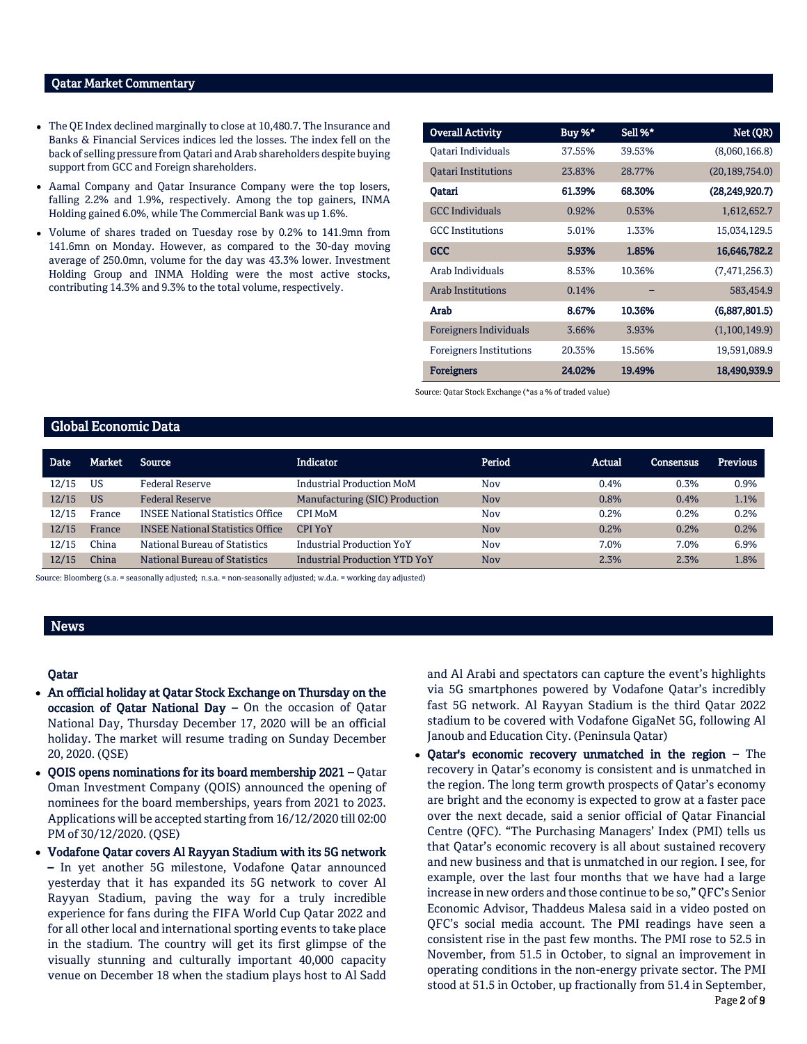## Qatar Market Commentary

- The QE Index declined marginally to close at 10,480.7. The Insurance and Banks & Financial Services indices led the losses. The index fell on the back of selling pressure from Qatari and Arab shareholders despite buying support from GCC and Foreign shareholders.
- Aamal Company and Qatar Insurance Company were the top losers, falling 2.2% and 1.9%, respectively. Among the top gainers, INMA Holding gained 6.0%, while The Commercial Bank was up 1.6%.
- Volume of shares traded on Tuesday rose by 0.2% to 141.9mn from 141.6mn on Monday. However, as compared to the 30-day moving average of 250.0mn, volume for the day was 43.3% lower. Investment Holding Group and INMA Holding were the most active stocks, contributing 14.3% and 9.3% to the total volume, respectively.

| Overall Activity | Buy %* | Sell %* | Net (QR) |
|---|---|---|---|
| Qatari Individuals | 37.55% | 39.53% | (8,060,166.8) |
| Qatari Institutions | 23.83% | 28.77% | (20,189,754.0) |
| **Qatari** | **61.39%** | **68.30%** | **(28,249,920.7)** |
| GCC Individuals | 0.92% | 0.53% | 1,612,652.7 |
| GCC Institutions | 5.01% | 1.33% | 15,034,129.5 |
| **GCC** | **5.93%** | **1.85%** | **16,646,782.2** |
| Arab Individuals | 8.53% | 10.36% | (7,471,256.3) |
| Arab Institutions | 0.14% | – | 583,454.9 |
| **Arab** | **8.67%** | **10.36%** | **(6,887,801.5)** |
| Foreigners Individuals | 3.66% | 3.93% | (1,100,149.9) |
| Foreigners Institutions | 20.35% | 15.56% | 19,591,089.9 |
| **Foreigners** | **24.02%** | **19.49%** | **18,490,939.9** |

Source: Qatar Stock Exchange (*as a % of traded value)

## Global Economic Data

| Date | Market | Source | Indicator | Period | Actual | Consensus | Previous |
|---|---|---|---|---|---|---|---|
| 12/15 | US | Federal Reserve | Industrial Production MoM | Nov | 0.4% | 0.3% | 0.9% |
| 12/15 | US | Federal Reserve | Manufacturing (SIC) Production | Nov | 0.8% | 0.4% | 1.1% |
| 12/15 | France | INSEE National Statistics Office | CPI MoM | Nov | 0.2% | 0.2% | 0.2% |
| 12/15 | France | INSEE National Statistics Office | CPI YoY | Nov | 0.2% | 0.2% | 0.2% |
| 12/15 | China | National Bureau of Statistics | Industrial Production YoY | Nov | 7.0% | 7.0% | 6.9% |
| 12/15 | China | National Bureau of Statistics | Industrial Production YTD YoY | Nov | 2.3% | 2.3% | 1.8% |

Source: Bloomberg (s.a. = seasonally adjusted; n.s.a. = non-seasonally adjusted; w.d.a. = working day adjusted)

## News

### Qatar

- **An official holiday at Qatar Stock Exchange on Thursday on the occasion of Qatar National Day –** On the occasion of Qatar National Day, Thursday December 17, 2020 will be an official holiday. The market will resume trading on Sunday December 20, 2020. (QSE)
- **QOIS opens nominations for its board membership 2021 –** Qatar Oman Investment Company (QOIS) announced the opening of nominees for the board memberships, years from 2021 to 2023. Applications will be accepted starting from 16/12/2020 till 02:00 PM of 30/12/2020. (QSE)
- **Vodafone Qatar covers Al Rayyan Stadium with its 5G network –** In yet another 5G milestone, Vodafone Qatar announced yesterday that it has expanded its 5G network to cover Al Rayyan Stadium, paving the way for a truly incredible experience for fans during the FIFA World Cup Qatar 2022 and for all other local and international sporting events to take place in the stadium. The country will get its first glimpse of the visually stunning and culturally important 40,000 capacity venue on December 18 when the stadium plays host to Al Sadd and Al Arabi and spectators can capture the event's highlights via 5G smartphones powered by Vodafone Qatar's incredibly fast 5G network. Al Rayyan Stadium is the third Qatar 2022 stadium to be covered with Vodafone GigaNet 5G, following Al Janoub and Education City. (Peninsula Qatar)
- **Qatar's economic recovery unmatched in the region –** The recovery in Qatar's economy is consistent and is unmatched in the region. The long term growth prospects of Qatar's economy are bright and the economy is expected to grow at a faster pace over the next decade, said a senior official of Qatar Financial Centre (QFC). "The Purchasing Managers' Index (PMI) tells us that Qatar's economic recovery is all about sustained recovery and new business and that is unmatched in our region. I see, for example, over the last four months that we have had a large increase in new orders and those continue to be so," QFC's Senior Economic Advisor, Thaddeus Malesa said in a video posted on QFC's social media account. The PMI readings have seen a consistent rise in the past few months. The PMI rose to 52.5 in November, from 51.5 in October, to signal an improvement in operating conditions in the non-energy private sector. The PMI stood at 51.5 in October, up fractionally from 51.4 in September,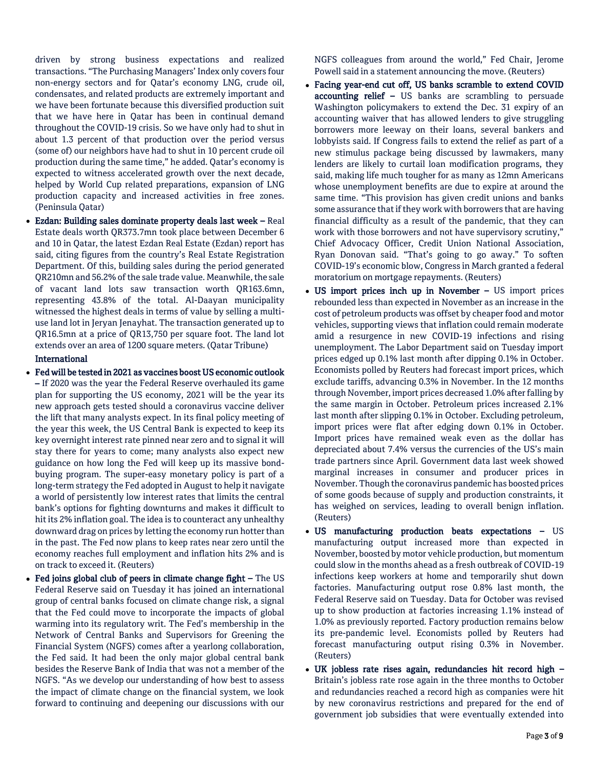driven by strong business expectations and realized transactions. "The Purchasing Managers' Index only covers four non-energy sectors and for Qatar's economy LNG, crude oil, condensates, and related products are extremely important and we have been fortunate because this diversified production suit that we have here in Qatar has been in continual demand throughout the COVID-19 crisis. So we have only had to shut in about 1.3 percent of that production over the period versus (some of) our neighbors have had to shut in 10 percent crude oil production during the same time," he added. Qatar's economy is expected to witness accelerated growth over the next decade, helped by World Cup related preparations, expansion of LNG production capacity and increased activities in free zones. (Peninsula Qatar)

- **Ezdan: Building sales dominate property deals last week –** Real Estate deals worth QR373.7mn took place between December 6 and 10 in Qatar, the latest Ezdan Real Estate (Ezdan) report has said, citing figures from the country's Real Estate Registration Department. Of this, building sales during the period generated QR210mn and 56.2% of the sale trade value. Meanwhile, the sale of vacant land lots saw transaction worth QR163.6mn, representing 43.8% of the total. Al-Daayan municipality witnessed the highest deals in terms of value by selling a multi-use land lot in Jeryan Jenayhat. The transaction generated up to QR16.5mn at a price of QR13,750 per square foot. The land lot extends over an area of 1200 square meters. (Qatar Tribune)

**International**

- **Fed will be tested in 2021 as vaccines boost US economic outlook –** If 2020 was the year the Federal Reserve overhauled its game plan for supporting the US economy, 2021 will be the year its new approach gets tested should a coronavirus vaccine deliver the lift that many analysts expect. In its final policy meeting of the year this week, the US Central Bank is expected to keep its key overnight interest rate pinned near zero and to signal it will stay there for years to come; many analysts also expect new guidance on how long the Fed will keep up its massive bond-buying program. The super-easy monetary policy is part of a long-term strategy the Fed adopted in August to help it navigate a world of persistently low interest rates that limits the central bank's options for fighting downturns and makes it difficult to hit its 2% inflation goal. The idea is to counteract any unhealthy downward drag on prices by letting the economy run hotter than in the past. The Fed now plans to keep rates near zero until the economy reaches full employment and inflation hits 2% and is on track to exceed it. (Reuters)
- **Fed joins global club of peers in climate change fight –** The US Federal Reserve said on Tuesday it has joined an international group of central banks focused on climate change risk, a signal that the Fed could move to incorporate the impacts of global warming into its regulatory writ. The Fed's membership in the Network of Central Banks and Supervisors for Greening the Financial System (NGFS) comes after a yearlong collaboration, the Fed said. It had been the only major global central bank besides the Reserve Bank of India that was not a member of the NGFS. "As we develop our understanding of how best to assess the impact of climate change on the financial system, we look forward to continuing and deepening our discussions with our NGFS colleagues from around the world," Fed Chair, Jerome Powell said in a statement announcing the move. (Reuters)
- **Facing year-end cut off, US banks scramble to extend COVID accounting relief –** US banks are scrambling to persuade Washington policymakers to extend the Dec. 31 expiry of an accounting waiver that has allowed lenders to give struggling borrowers more leeway on their loans, several bankers and lobbyists said. If Congress fails to extend the relief as part of a new stimulus package being discussed by lawmakers, many lenders are likely to curtail loan modification programs, they said, making life much tougher for as many as 12mn Americans whose unemployment benefits are due to expire at around the same time. "This provision has given credit unions and banks some assurance that if they work with borrowers that are having financial difficulty as a result of the pandemic, that they can work with those borrowers and not have supervisory scrutiny," Chief Advocacy Officer, Credit Union National Association, Ryan Donovan said. "That's going to go away." To soften COVID-19's economic blow, Congress in March granted a federal moratorium on mortgage repayments. (Reuters)
- **US import prices inch up in November –** US import prices rebounded less than expected in November as an increase in the cost of petroleum products was offset by cheaper food and motor vehicles, supporting views that inflation could remain moderate amid a resurgence in new COVID-19 infections and rising unemployment. The Labor Department said on Tuesday import prices edged up 0.1% last month after dipping 0.1% in October. Economists polled by Reuters had forecast import prices, which exclude tariffs, advancing 0.3% in November. In the 12 months through November, import prices decreased 1.0% after falling by the same margin in October. Petroleum prices increased 2.1% last month after slipping 0.1% in October. Excluding petroleum, import prices were flat after edging down 0.1% in October. Import prices have remained weak even as the dollar has depreciated about 7.4% versus the currencies of the US's main trade partners since April. Government data last week showed marginal increases in consumer and producer prices in November. Though the coronavirus pandemic has boosted prices of some goods because of supply and production constraints, it has weighed on services, leading to overall benign inflation. (Reuters)
- **US manufacturing production beats expectations –** US manufacturing output increased more than expected in November, boosted by motor vehicle production, but momentum could slow in the months ahead as a fresh outbreak of COVID-19 infections keep workers at home and temporarily shut down factories. Manufacturing output rose 0.8% last month, the Federal Reserve said on Tuesday. Data for October was revised up to show production at factories increasing 1.1% instead of 1.0% as previously reported. Factory production remains below its pre-pandemic level. Economists polled by Reuters had forecast manufacturing output rising 0.3% in November. (Reuters)
- **UK jobless rate rises again, redundancies hit record high –** Britain's jobless rate rose again in the three months to October and redundancies reached a record high as companies were hit by new coronavirus restrictions and prepared for the end of government job subsidies that were eventually extended into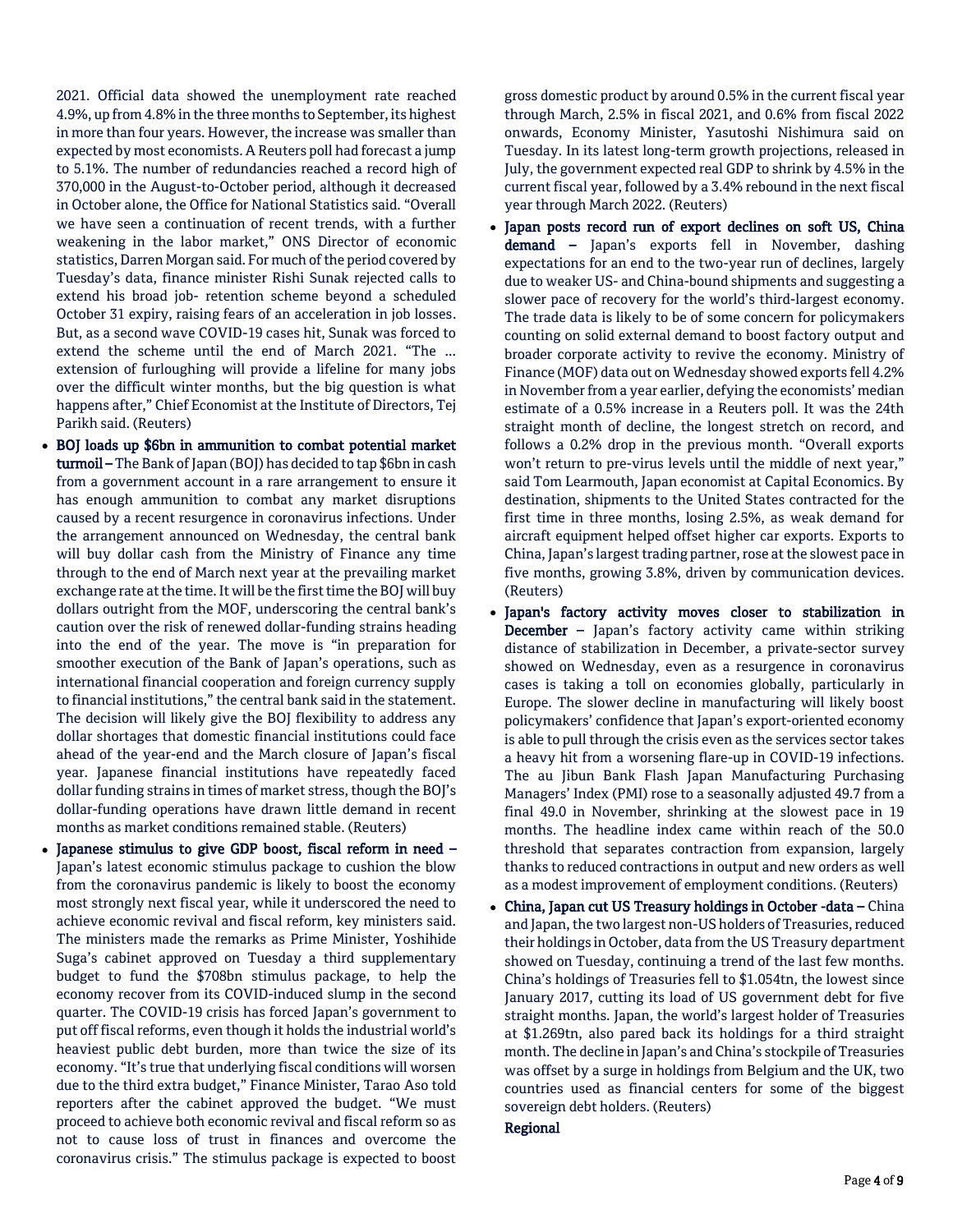2021. Official data showed the unemployment rate reached 4.9%, up from 4.8% in the three months to September, its highest in more than four years. However, the increase was smaller than expected by most economists. A Reuters poll had forecast a jump to 5.1%. The number of redundancies reached a record high of 370,000 in the August-to-October period, although it decreased in October alone, the Office for National Statistics said. "Overall we have seen a continuation of recent trends, with a further weakening in the labor market," ONS Director of economic statistics, Darren Morgan said. For much of the period covered by Tuesday's data, finance minister Rishi Sunak rejected calls to extend his broad job- retention scheme beyond a scheduled October 31 expiry, raising fears of an acceleration in job losses. But, as a second wave COVID-19 cases hit, Sunak was forced to extend the scheme until the end of March 2021. "The … extension of furloughing will provide a lifeline for many jobs over the difficult winter months, but the big question is what happens after," Chief Economist at the Institute of Directors, Tej Parikh said. (Reuters)

- **BOJ loads up $6bn in ammunition to combat potential market turmoil –** The Bank of Japan (BOJ) has decided to tap $6bn in cash from a government account in a rare arrangement to ensure it has enough ammunition to combat any market disruptions caused by a recent resurgence in coronavirus infections. Under the arrangement announced on Wednesday, the central bank will buy dollar cash from the Ministry of Finance any time through to the end of March next year at the prevailing market exchange rate at the time. It will be the first time the BOJ will buy dollars outright from the MOF, underscoring the central bank's caution over the risk of renewed dollar-funding strains heading into the end of the year. The move is "in preparation for smoother execution of the Bank of Japan's operations, such as international financial cooperation and foreign currency supply to financial institutions," the central bank said in the statement. The decision will likely give the BOJ flexibility to address any dollar shortages that domestic financial institutions could face ahead of the year-end and the March closure of Japan's fiscal year. Japanese financial institutions have repeatedly faced dollar funding strains in times of market stress, though the BOJ's dollar-funding operations have drawn little demand in recent months as market conditions remained stable. (Reuters)
- **Japanese stimulus to give GDP boost, fiscal reform in need –** Japan's latest economic stimulus package to cushion the blow from the coronavirus pandemic is likely to boost the economy most strongly next fiscal year, while it underscored the need to achieve economic revival and fiscal reform, key ministers said. The ministers made the remarks as Prime Minister, Yoshihide Suga's cabinet approved on Tuesday a third supplementary budget to fund the $708bn stimulus package, to help the economy recover from its COVID-induced slump in the second quarter. The COVID-19 crisis has forced Japan's government to put off fiscal reforms, even though it holds the industrial world's heaviest public debt burden, more than twice the size of its economy. "It's true that underlying fiscal conditions will worsen due to the third extra budget," Finance Minister, Tarao Aso told reporters after the cabinet approved the budget. "We must proceed to achieve both economic revival and fiscal reform so as not to cause loss of trust in finances and overcome the coronavirus crisis." The stimulus package is expected to boost gross domestic product by around 0.5% in the current fiscal year through March, 2.5% in fiscal 2021, and 0.6% from fiscal 2022 onwards, Economy Minister, Yasutoshi Nishimura said on Tuesday. In its latest long-term growth projections, released in July, the government expected real GDP to shrink by 4.5% in the current fiscal year, followed by a 3.4% rebound in the next fiscal year through March 2022. (Reuters)
- **Japan posts record run of export declines on soft US, China demand –** Japan's exports fell in November, dashing expectations for an end to the two-year run of declines, largely due to weaker US- and China-bound shipments and suggesting a slower pace of recovery for the world's third-largest economy. The trade data is likely to be of some concern for policymakers counting on solid external demand to boost factory output and broader corporate activity to revive the economy. Ministry of Finance (MOF) data out on Wednesday showed exports fell 4.2% in November from a year earlier, defying the economists' median estimate of a 0.5% increase in a Reuters poll. It was the 24th straight month of decline, the longest stretch on record, and follows a 0.2% drop in the previous month. "Overall exports won't return to pre-virus levels until the middle of next year," said Tom Learmouth, Japan economist at Capital Economics. By destination, shipments to the United States contracted for the first time in three months, losing 2.5%, as weak demand for aircraft equipment helped offset higher car exports. Exports to China, Japan's largest trading partner, rose at the slowest pace in five months, growing 3.8%, driven by communication devices. (Reuters)
- **Japan's factory activity moves closer to stabilization in December –** Japan's factory activity came within striking distance of stabilization in December, a private-sector survey showed on Wednesday, even as a resurgence in coronavirus cases is taking a toll on economies globally, particularly in Europe. The slower decline in manufacturing will likely boost policymakers' confidence that Japan's export-oriented economy is able to pull through the crisis even as the services sector takes a heavy hit from a worsening flare-up in COVID-19 infections. The au Jibun Bank Flash Japan Manufacturing Purchasing Managers' Index (PMI) rose to a seasonally adjusted 49.7 from a final 49.0 in November, shrinking at the slowest pace in 19 months. The headline index came within reach of the 50.0 threshold that separates contraction from expansion, largely thanks to reduced contractions in output and new orders as well as a modest improvement of employment conditions. (Reuters)
- **China, Japan cut US Treasury holdings in October -data –** China and Japan, the two largest non-US holders of Treasuries, reduced their holdings in October, data from the US Treasury department showed on Tuesday, continuing a trend of the last few months. China's holdings of Treasuries fell to $1.054tn, the lowest since January 2017, cutting its load of US government debt for five straight months. Japan, the world's largest holder of Treasuries at $1.269tn, also pared back its holdings for a third straight month. The decline in Japan's and China's stockpile of Treasuries was offset by a surge in holdings from Belgium and the UK, two countries used as financial centers for some of the biggest sovereign debt holders. (Reuters)

## Regional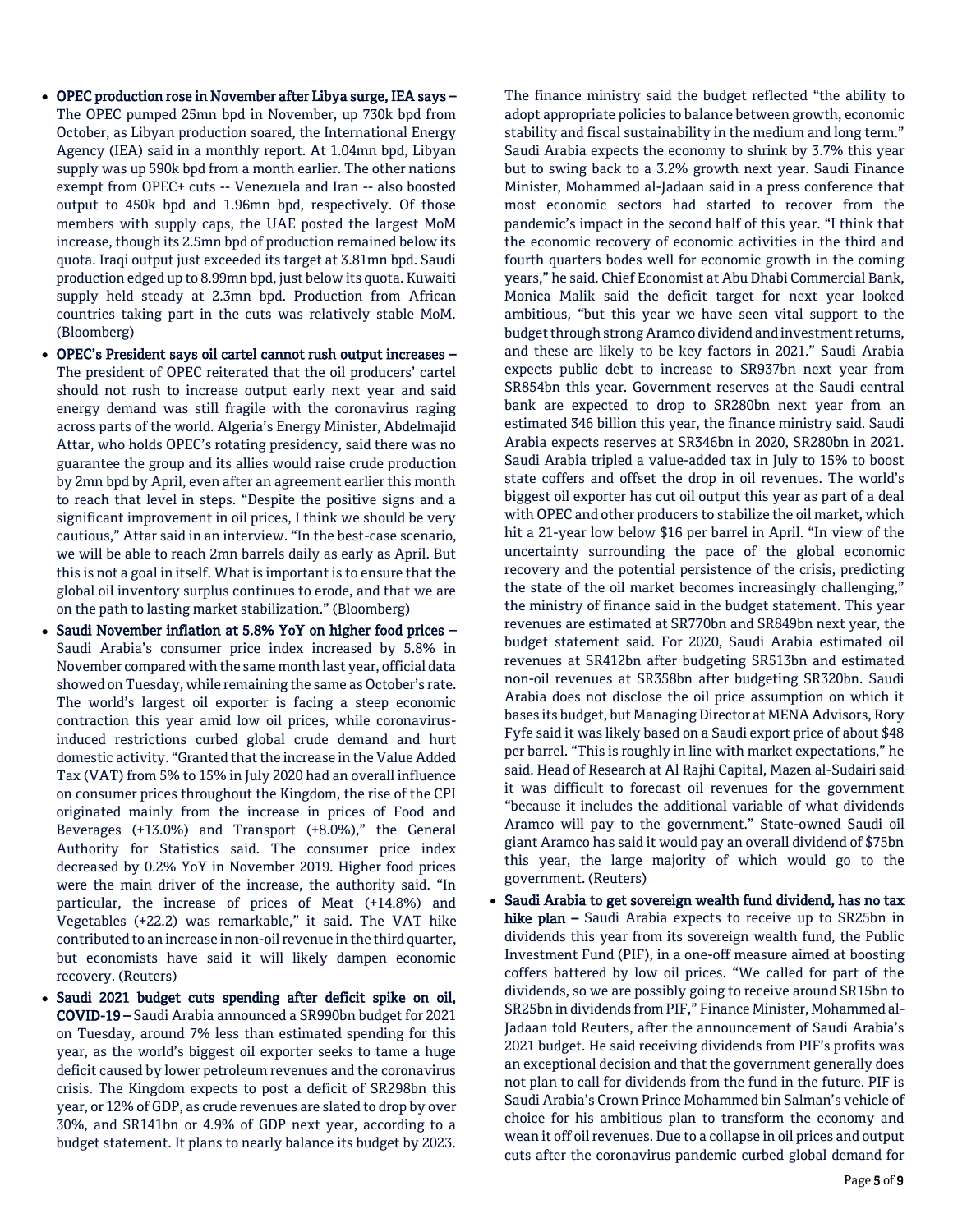- **OPEC production rose in November after Libya surge, IEA says –** The OPEC pumped 25mn bpd in November, up 730k bpd from October, as Libyan production soared, the International Energy Agency (IEA) said in a monthly report. At 1.04mn bpd, Libyan supply was up 590k bpd from a month earlier. The other nations exempt from OPEC+ cuts -- Venezuela and Iran -- also boosted output to 450k bpd and 1.96mn bpd, respectively. Of those members with supply caps, the UAE posted the largest MoM increase, though its 2.5mn bpd of production remained below its quota. Iraqi output just exceeded its target at 3.81mn bpd. Saudi production edged up to 8.99mn bpd, just below its quota. Kuwaiti supply held steady at 2.3mn bpd. Production from African countries taking part in the cuts was relatively stable MoM. (Bloomberg)
- **OPEC's President says oil cartel cannot rush output increases –** The president of OPEC reiterated that the oil producers' cartel should not rush to increase output early next year and said energy demand was still fragile with the coronavirus raging across parts of the world. Algeria's Energy Minister, Abdelmajid Attar, who holds OPEC's rotating presidency, said there was no guarantee the group and its allies would raise crude production by 2mn bpd by April, even after an agreement earlier this month to reach that level in steps. "Despite the positive signs and a significant improvement in oil prices, I think we should be very cautious," Attar said in an interview. "In the best-case scenario, we will be able to reach 2mn barrels daily as early as April. But this is not a goal in itself. What is important is to ensure that the global oil inventory surplus continues to erode, and that we are on the path to lasting market stabilization." (Bloomberg)
- **Saudi November inflation at 5.8% YoY on higher food prices –** Saudi Arabia's consumer price index increased by 5.8% in November compared with the same month last year, official data showed on Tuesday, while remaining the same as October's rate. The world's largest oil exporter is facing a steep economic contraction this year amid low oil prices, while coronavirus-induced restrictions curbed global crude demand and hurt domestic activity. "Granted that the increase in the Value Added Tax (VAT) from 5% to 15% in July 2020 had an overall influence on consumer prices throughout the Kingdom, the rise of the CPI originated mainly from the increase in prices of Food and Beverages (+13.0%) and Transport (+8.0%)," the General Authority for Statistics said. The consumer price index decreased by 0.2% YoY in November 2019. Higher food prices were the main driver of the increase, the authority said. "In particular, the increase of prices of Meat (+14.8%) and Vegetables (+22.2) was remarkable," it said. The VAT hike contributed to an increase in non-oil revenue in the third quarter, but economists have said it will likely dampen economic recovery. (Reuters)
- **Saudi 2021 budget cuts spending after deficit spike on oil, COVID-19 –** Saudi Arabia announced a SR990bn budget for 2021 on Tuesday, around 7% less than estimated spending for this year, as the world's biggest oil exporter seeks to tame a huge deficit caused by lower petroleum revenues and the coronavirus crisis. The Kingdom expects to post a deficit of SR298bn this year, or 12% of GDP, as crude revenues are slated to drop by over 30%, and SR141bn or 4.9% of GDP next year, according to a budget statement. It plans to nearly balance its budget by 2023. The finance ministry said the budget reflected "the ability to adopt appropriate policies to balance between growth, economic stability and fiscal sustainability in the medium and long term." Saudi Arabia expects the economy to shrink by 3.7% this year but to swing back to a 3.2% growth next year. Saudi Finance Minister, Mohammed al-Jadaan said in a press conference that most economic sectors had started to recover from the pandemic's impact in the second half of this year. "I think that the economic recovery of economic activities in the third and fourth quarters bodes well for economic growth in the coming years," he said. Chief Economist at Abu Dhabi Commercial Bank, Monica Malik said the deficit target for next year looked ambitious, "but this year we have seen vital support to the budget through strong Aramco dividend and investment returns, and these are likely to be key factors in 2021." Saudi Arabia expects public debt to increase to SR937bn next year from SR854bn this year. Government reserves at the Saudi central bank are expected to drop to SR280bn next year from an estimated 346 billion this year, the finance ministry said. Saudi Arabia expects reserves at SR346bn in 2020, SR280bn in 2021. Saudi Arabia tripled a value-added tax in July to 15% to boost state coffers and offset the drop in oil revenues. The world's biggest oil exporter has cut oil output this year as part of a deal with OPEC and other producers to stabilize the oil market, which hit a 21-year low below $16 per barrel in April. "In view of the uncertainty surrounding the pace of the global economic recovery and the potential persistence of the crisis, predicting the state of the oil market becomes increasingly challenging," the ministry of finance said in the budget statement. This year revenues are estimated at SR770bn and SR849bn next year, the budget statement said. For 2020, Saudi Arabia estimated oil revenues at SR412bn after budgeting SR513bn and estimated non-oil revenues at SR358bn after budgeting SR320bn. Saudi Arabia does not disclose the oil price assumption on which it bases its budget, but Managing Director at MENA Advisors, Rory Fyfe said it was likely based on a Saudi export price of about $48 per barrel. "This is roughly in line with market expectations," he said. Head of Research at Al Rajhi Capital, Mazen al-Sudairi said it was difficult to forecast oil revenues for the government "because it includes the additional variable of what dividends Aramco will pay to the government." State-owned Saudi oil giant Aramco has said it would pay an overall dividend of $75bn this year, the large majority of which would go to the government. (Reuters)
- **Saudi Arabia to get sovereign wealth fund dividend, has no tax hike plan –** Saudi Arabia expects to receive up to SR25bn in dividends this year from its sovereign wealth fund, the Public Investment Fund (PIF), in a one-off measure aimed at boosting coffers battered by low oil prices. "We called for part of the dividends, so we are possibly going to receive around SR15bn to SR25bn in dividends from PIF," Finance Minister, Mohammed al-Jadaan told Reuters, after the announcement of Saudi Arabia's 2021 budget. He said receiving dividends from PIF's profits was an exceptional decision and that the government generally does not plan to call for dividends from the fund in the future. PIF is Saudi Arabia's Crown Prince Mohammed bin Salman's vehicle of choice for his ambitious plan to transform the economy and wean it off oil revenues. Due to a collapse in oil prices and output cuts after the coronavirus pandemic curbed global demand for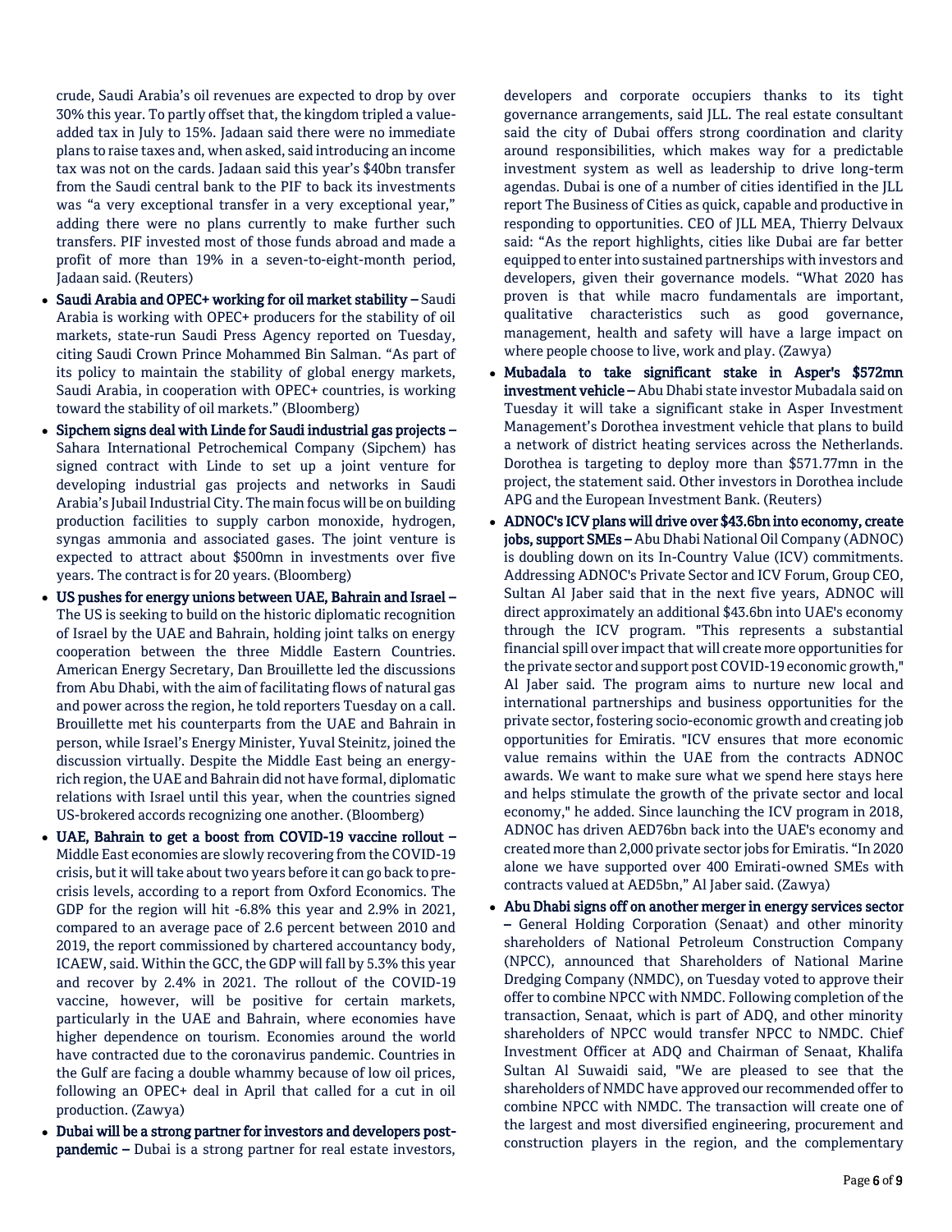crude, Saudi Arabia's oil revenues are expected to drop by over 30% this year. To partly offset that, the kingdom tripled a value-added tax in July to 15%. Jadaan said there were no immediate plans to raise taxes and, when asked, said introducing an income tax was not on the cards. Jadaan said this year's $40bn transfer from the Saudi central bank to the PIF to back its investments was "a very exceptional transfer in a very exceptional year," adding there were no plans currently to make further such transfers. PIF invested most of those funds abroad and made a profit of more than 19% in a seven-to-eight-month period, Jadaan said. (Reuters)

- **Saudi Arabia and OPEC+ working for oil market stability –** Saudi Arabia is working with OPEC+ producers for the stability of oil markets, state-run Saudi Press Agency reported on Tuesday, citing Saudi Crown Prince Mohammed Bin Salman. "As part of its policy to maintain the stability of global energy markets, Saudi Arabia, in cooperation with OPEC+ countries, is working toward the stability of oil markets." (Bloomberg)
- **Sipchem signs deal with Linde for Saudi industrial gas projects –** Sahara International Petrochemical Company (Sipchem) has signed contract with Linde to set up a joint venture for developing industrial gas projects and networks in Saudi Arabia's Jubail Industrial City. The main focus will be on building production facilities to supply carbon monoxide, hydrogen, syngas ammonia and associated gases. The joint venture is expected to attract about $500mn in investments over five years. The contract is for 20 years. (Bloomberg)
- **US pushes for energy unions between UAE, Bahrain and Israel –** The US is seeking to build on the historic diplomatic recognition of Israel by the UAE and Bahrain, holding joint talks on energy cooperation between the three Middle Eastern Countries. American Energy Secretary, Dan Brouillette led the discussions from Abu Dhabi, with the aim of facilitating flows of natural gas and power across the region, he told reporters Tuesday on a call. Brouillette met his counterparts from the UAE and Bahrain in person, while Israel's Energy Minister, Yuval Steinitz, joined the discussion virtually. Despite the Middle East being an energy-rich region, the UAE and Bahrain did not have formal, diplomatic relations with Israel until this year, when the countries signed US-brokered accords recognizing one another. (Bloomberg)
- **UAE, Bahrain to get a boost from COVID-19 vaccine rollout –** Middle East economies are slowly recovering from the COVID-19 crisis, but it will take about two years before it can go back to pre-crisis levels, according to a report from Oxford Economics. The GDP for the region will hit -6.8% this year and 2.9% in 2021, compared to an average pace of 2.6 percent between 2010 and 2019, the report commissioned by chartered accountancy body, ICAEW, said. Within the GCC, the GDP will fall by 5.3% this year and recover by 2.4% in 2021. The rollout of the COVID-19 vaccine, however, will be positive for certain markets, particularly in the UAE and Bahrain, where economies have higher dependence on tourism. Economies around the world have contracted due to the coronavirus pandemic. Countries in the Gulf are facing a double whammy because of low oil prices, following an OPEC+ deal in April that called for a cut in oil production. (Zawya)
- **Dubai will be a strong partner for investors and developers post-pandemic –** Dubai is a strong partner for real estate investors, developers and corporate occupiers thanks to its tight governance arrangements, said JLL. The real estate consultant said the city of Dubai offers strong coordination and clarity around responsibilities, which makes way for a predictable investment system as well as leadership to drive long-term agendas. Dubai is one of a number of cities identified in the JLL report The Business of Cities as quick, capable and productive in responding to opportunities. CEO of JLL MEA, Thierry Delvaux said: "As the report highlights, cities like Dubai are far better equipped to enter into sustained partnerships with investors and developers, given their governance models. "What 2020 has proven is that while macro fundamentals are important, qualitative characteristics such as good governance, management, health and safety will have a large impact on where people choose to live, work and play. (Zawya)
- **Mubadala to take significant stake in Asper's $572mn investment vehicle –** Abu Dhabi state investor Mubadala said on Tuesday it will take a significant stake in Asper Investment Management's Dorothea investment vehicle that plans to build a network of district heating services across the Netherlands. Dorothea is targeting to deploy more than $571.77mn in the project, the statement said. Other investors in Dorothea include APG and the European Investment Bank. (Reuters)
- **ADNOC's ICV plans will drive over $43.6bn into economy, create jobs, support SMEs –** Abu Dhabi National Oil Company (ADNOC) is doubling down on its In-Country Value (ICV) commitments. Addressing ADNOC's Private Sector and ICV Forum, Group CEO, Sultan Al Jaber said that in the next five years, ADNOC will direct approximately an additional $43.6bn into UAE's economy through the ICV program. "This represents a substantial financial spill over impact that will create more opportunities for the private sector and support post COVID-19 economic growth," Al Jaber said. The program aims to nurture new local and international partnerships and business opportunities for the private sector, fostering socio-economic growth and creating job opportunities for Emiratis. "ICV ensures that more economic value remains within the UAE from the contracts ADNOC awards. We want to make sure what we spend here stays here and helps stimulate the growth of the private sector and local economy," he added. Since launching the ICV program in 2018, ADNOC has driven AED76bn back into the UAE's economy and created more than 2,000 private sector jobs for Emiratis. "In 2020 alone we have supported over 400 Emirati-owned SMEs with contracts valued at AED5bn," Al Jaber said. (Zawya)
- **Abu Dhabi signs off on another merger in energy services sector –** General Holding Corporation (Senaat) and other minority shareholders of National Petroleum Construction Company (NPCC), announced that Shareholders of National Marine Dredging Company (NMDC), on Tuesday voted to approve their offer to combine NPCC with NMDC. Following completion of the transaction, Senaat, which is part of ADQ, and other minority shareholders of NPCC would transfer NPCC to NMDC. Chief Investment Officer at ADQ and Chairman of Senaat, Khalifa Sultan Al Suwaidi said, "We are pleased to see that the shareholders of NMDC have approved our recommended offer to combine NPCC with NMDC. The transaction will create one of the largest and most diversified engineering, procurement and construction players in the region, and the complementary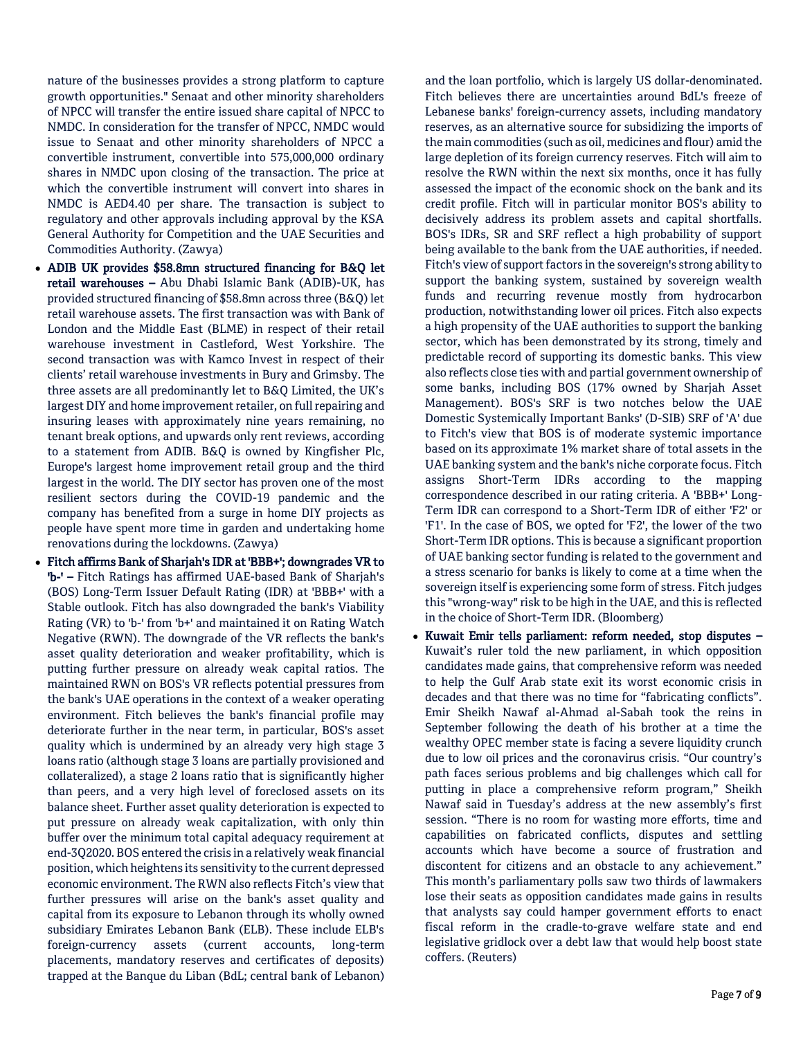nature of the businesses provides a strong platform to capture growth opportunities." Senaat and other minority shareholders of NPCC will transfer the entire issued share capital of NPCC to NMDC. In consideration for the transfer of NPCC, NMDC would issue to Senaat and other minority shareholders of NPCC a convertible instrument, convertible into 575,000,000 ordinary shares in NMDC upon closing of the transaction. The price at which the convertible instrument will convert into shares in NMDC is AED4.40 per share. The transaction is subject to regulatory and other approvals including approval by the KSA General Authority for Competition and the UAE Securities and Commodities Authority. (Zawya)

- **ADIB UK provides $58.8mn structured financing for B&Q let retail warehouses –** Abu Dhabi Islamic Bank (ADIB)-UK, has provided structured financing of $58.8mn across three (B&Q) let retail warehouse assets. The first transaction was with Bank of London and the Middle East (BLME) in respect of their retail warehouse investment in Castleford, West Yorkshire. The second transaction was with Kamco Invest in respect of their clients' retail warehouse investments in Bury and Grimsby. The three assets are all predominantly let to B&Q Limited, the UK's largest DIY and home improvement retailer, on full repairing and insuring leases with approximately nine years remaining, no tenant break options, and upwards only rent reviews, according to a statement from ADIB. B&Q is owned by Kingfisher Plc, Europe's largest home improvement retail group and the third largest in the world. The DIY sector has proven one of the most resilient sectors during the COVID-19 pandemic and the company has benefited from a surge in home DIY projects as people have spent more time in garden and undertaking home renovations during the lockdowns. (Zawya)
- **Fitch affirms Bank of Sharjah's IDR at 'BBB+'; downgrades VR to 'b-' –** Fitch Ratings has affirmed UAE-based Bank of Sharjah's (BOS) Long-Term Issuer Default Rating (IDR) at 'BBB+' with a Stable outlook. Fitch has also downgraded the bank's Viability Rating (VR) to 'b-' from 'b+' and maintained it on Rating Watch Negative (RWN). The downgrade of the VR reflects the bank's asset quality deterioration and weaker profitability, which is putting further pressure on already weak capital ratios. The maintained RWN on BOS's VR reflects potential pressures from the bank's UAE operations in the context of a weaker operating environment. Fitch believes the bank's financial profile may deteriorate further in the near term, in particular, BOS's asset quality which is undermined by an already very high stage 3 loans ratio (although stage 3 loans are partially provisioned and collateralized), a stage 2 loans ratio that is significantly higher than peers, and a very high level of foreclosed assets on its balance sheet. Further asset quality deterioration is expected to put pressure on already weak capitalization, with only thin buffer over the minimum total capital adequacy requirement at end-3Q2020. BOS entered the crisis in a relatively weak financial position, which heightens its sensitivity to the current depressed economic environment. The RWN also reflects Fitch's view that further pressures will arise on the bank's asset quality and capital from its exposure to Lebanon through its wholly owned subsidiary Emirates Lebanon Bank (ELB). These include ELB's foreign-currency assets (current accounts, long-term placements, mandatory reserves and certificates of deposits) trapped at the Banque du Liban (BdL; central bank of Lebanon) and the loan portfolio, which is largely US dollar-denominated. Fitch believes there are uncertainties around BdL's freeze of Lebanese banks' foreign-currency assets, including mandatory reserves, as an alternative source for subsidizing the imports of the main commodities (such as oil, medicines and flour) amid the large depletion of its foreign currency reserves. Fitch will aim to resolve the RWN within the next six months, once it has fully assessed the impact of the economic shock on the bank and its credit profile. Fitch will in particular monitor BOS's ability to decisively address its problem assets and capital shortfalls. BOS's IDRs, SR and SRF reflect a high probability of support being available to the bank from the UAE authorities, if needed. Fitch's view of support factors in the sovereign's strong ability to support the banking system, sustained by sovereign wealth funds and recurring revenue mostly from hydrocarbon production, notwithstanding lower oil prices. Fitch also expects a high propensity of the UAE authorities to support the banking sector, which has been demonstrated by its strong, timely and predictable record of supporting its domestic banks. This view also reflects close ties with and partial government ownership of some banks, including BOS (17% owned by Sharjah Asset Management). BOS's SRF is two notches below the UAE Domestic Systemically Important Banks' (D-SIB) SRF of 'A' due to Fitch's view that BOS is of moderate systemic importance based on its approximate 1% market share of total assets in the UAE banking system and the bank's niche corporate focus. Fitch assigns Short-Term IDRs according to the mapping correspondence described in our rating criteria. A 'BBB+' Long-Term IDR can correspond to a Short-Term IDR of either 'F2' or 'F1'. In the case of BOS, we opted for 'F2', the lower of the two Short-Term IDR options. This is because a significant proportion of UAE banking sector funding is related to the government and a stress scenario for banks is likely to come at a time when the sovereign itself is experiencing some form of stress. Fitch judges this "wrong-way" risk to be high in the UAE, and this is reflected in the choice of Short-Term IDR. (Bloomberg)
- **Kuwait Emir tells parliament: reform needed, stop disputes –** Kuwait's ruler told the new parliament, in which opposition candidates made gains, that comprehensive reform was needed to help the Gulf Arab state exit its worst economic crisis in decades and that there was no time for "fabricating conflicts". Emir Sheikh Nawaf al-Ahmad al-Sabah took the reins in September following the death of his brother at a time the wealthy OPEC member state is facing a severe liquidity crunch due to low oil prices and the coronavirus crisis. "Our country's path faces serious problems and big challenges which call for putting in place a comprehensive reform program," Sheikh Nawaf said in Tuesday's address at the new assembly's first session. "There is no room for wasting more efforts, time and capabilities on fabricated conflicts, disputes and settling accounts which have become a source of frustration and discontent for citizens and an obstacle to any achievement." This month's parliamentary polls saw two thirds of lawmakers lose their seats as opposition candidates made gains in results that analysts say could hamper government efforts to enact fiscal reform in the cradle-to-grave welfare state and end legislative gridlock over a debt law that would help boost state coffers. (Reuters)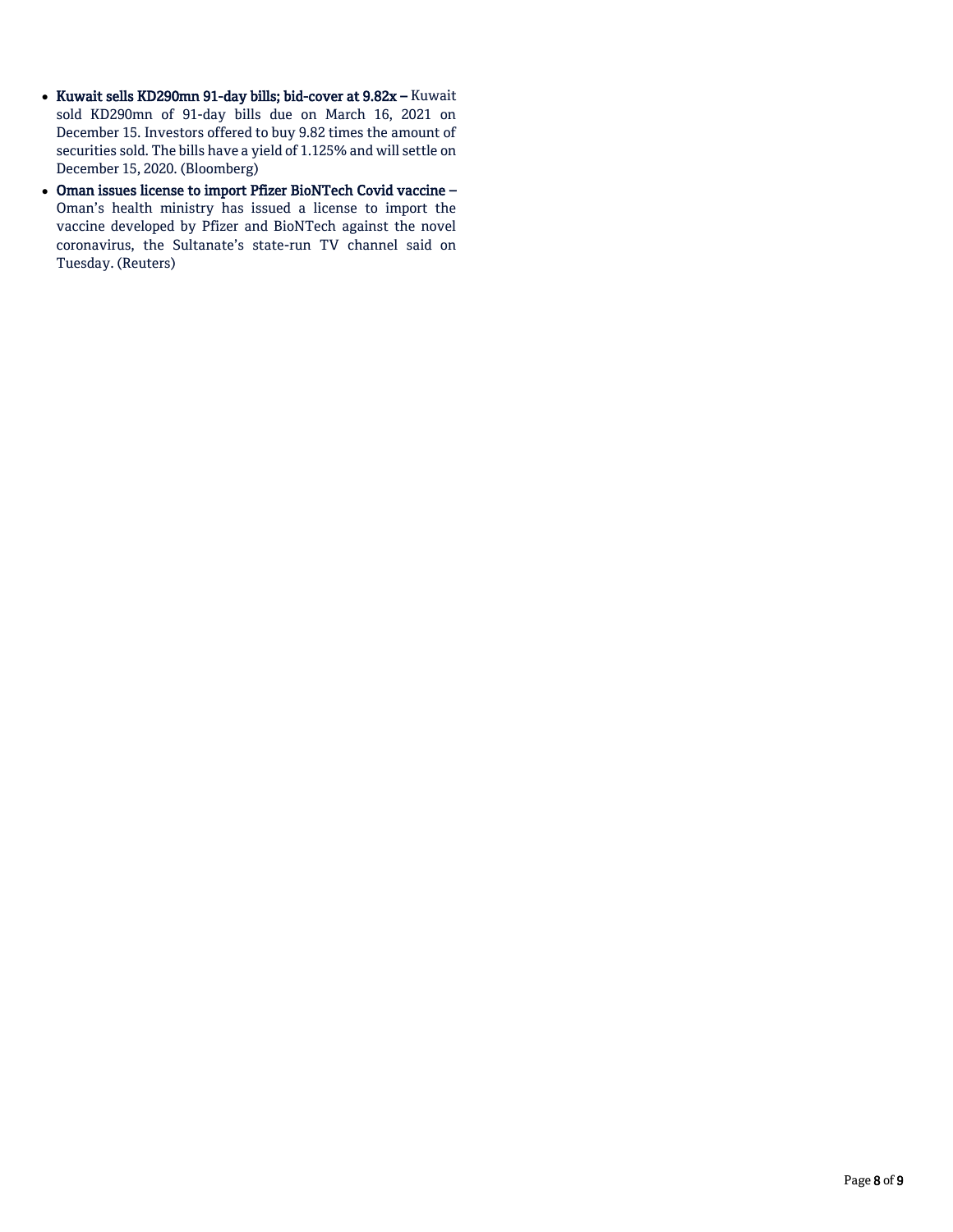- **Kuwait sells KD290mn 91-day bills; bid-cover at 9.82x –** Kuwait sold KD290mn of 91-day bills due on March 16, 2021 on December 15. Investors offered to buy 9.82 times the amount of securities sold. The bills have a yield of 1.125% and will settle on December 15, 2020. (Bloomberg)
- **Oman issues license to import Pfizer BioNTech Covid vaccine –** Oman's health ministry has issued a license to import the vaccine developed by Pfizer and BioNTech against the novel coronavirus, the Sultanate's state-run TV channel said on Tuesday. (Reuters)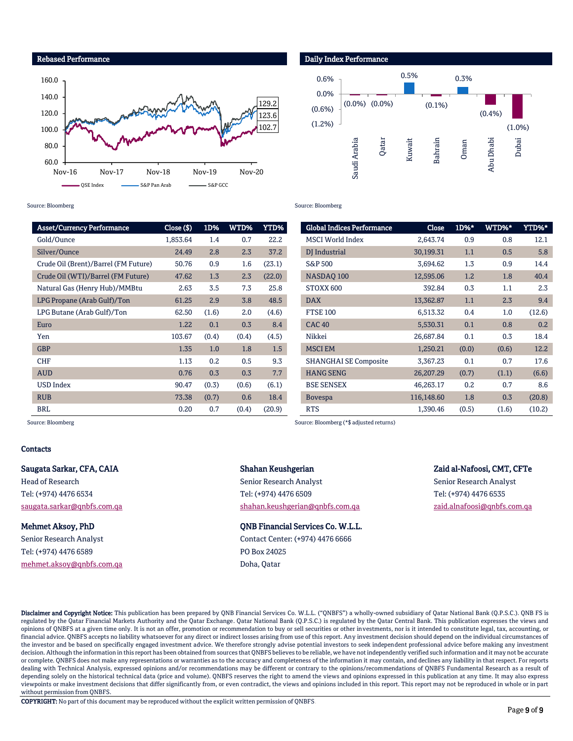## Rebased Performance

160.0
140.0
120.0
100.0
80.0
60.0

Nov-16
Nov-17
Nov-18
Nov-19
Nov-20

129.2
123.6
102.7

QSE Index
S&P Pan Arab
S&P GCC

Source: Bloomberg

## Daily Index Performance

0.6%
0.0%
(0.6%)
(1.2%)

(0.0%)
(0.0%)
0.5%
(0.1%)
0.3%
(0.4%)
(1.0%)

Saudi Arabia
Qatar
Kuwait
Bahrain
Oman
Abu Dhabi
Dubai

Source: Bloomberg

| Asset/Currency Performance | Close ($) | 1D% | WTD% | YTD% |
|---|---|---|---|---|
| Gold/Ounce | 1,853.64 | 1.4 | 0.7 | 22.2 |
| Silver/Ounce | 24.49 | 2.8 | 2.3 | 37.2 |
| Crude Oil (Brent)/Barrel (FM Future) | 50.76 | 0.9 | 1.6 | (23.1) |
| Crude Oil (WTI)/Barrel (FM Future) | 47.62 | 1.3 | 2.3 | (22.0) |
| Natural Gas (Henry Hub)/MMBtu | 2.63 | 3.5 | 7.3 | 25.8 |
| LPG Propane (Arab Gulf)/Ton | 61.25 | 2.9 | 3.8 | 48.5 |
| LPG Butane (Arab Gulf)/Ton | 62.50 | (1.6) | 2.0 | (4.6) |
| Euro | 1.22 | 0.1 | 0.3 | 8.4 |
| Yen | 103.67 | (0.4) | (0.4) | (4.5) |
| GBP | 1.35 | 1.0 | 1.8 | 1.5 |
| CHF | 1.13 | 0.2 | 0.5 | 9.3 |
| AUD | 0.76 | 0.3 | 0.3 | 7.7 |
| USD Index | 90.47 | (0.3) | (0.6) | (6.1) |
| RUB | 73.38 | (0.7) | 0.6 | 18.4 |
| BRL | 0.20 | 0.7 | (0.4) | (20.9) |

Source: Bloomberg

| Global Indices Performance | Close | 1D%* | WTD%* | YTD%* |
|---|---|---|---|---|
| MSCI World Index | 2,643.74 | 0.9 | 0.8 | 12.1 |
| DJ Industrial | 30,199.31 | 1.1 | 0.5 | 5.8 |
| S&P 500 | 3,694.62 | 1.3 | 0.9 | 14.4 |
| NASDAQ 100 | 12,595.06 | 1.2 | 1.8 | 40.4 |
| STOXX 600 | 392.84 | 0.3 | 1.1 | 2.3 |
| DAX | 13,362.87 | 1.1 | 2.3 | 9.4 |
| FTSE 100 | 6,513.32 | 0.4 | 1.0 | (12.6) |
| CAC 40 | 5,530.31 | 0.1 | 0.8 | 0.2 |
| Nikkei | 26,687.84 | 0.1 | 0.3 | 18.4 |
| MSCI EM | 1,250.21 | (0.0) | (0.6) | 12.2 |
| SHANGHAI SE Composite | 3,367.23 | 0.1 | 0.7 | 17.6 |
| HANG SENG | 26,207.29 | (0.7) | (1.1) | (6.6) |
| BSE SENSEX | 46,263.17 | 0.2 | 0.7 | 8.6 |
| Bovespa | 116,148.60 | 1.8 | 0.3 | (20.8) |
| RTS | 1,390.46 | (0.5) | (1.6) | (10.2) |

Source: Bloomberg (*$ adjusted returns)

### Contacts

**Saugata Sarkar, CFA, CAIA**
Head of Research
Tel: (+974) 4476 6534
saugata.sarkar@qnbfs.com.qa

**Shahan Keushgerian**
Senior Research Analyst
Tel: (+974) 4476 6509
shahan.keushgerian@qnbfs.com.qa

**Zaid al-Nafoosi, CMT, CFTe**
Senior Research Analyst
Tel: (+974) 4476 6535
zaid.alnafoosi@qnbfs.com.qa

**Mehmet Aksoy, PhD**
Senior Research Analyst
Tel: (+974) 4476 6589
mehmet.aksoy@qnbfs.com.qa

**QNB Financial Services Co. W.L.L.**
Contact Center: (+974) 4476 6666
PO Box 24025
Doha, Qatar

**Disclaimer and Copyright Notice:** This publication has been prepared by QNB Financial Services Co. W.L.L. ("QNBFS") a wholly-owned subsidiary of Qatar National Bank (Q.P.S.C.). QNB FS is regulated by the Qatar Financial Markets Authority and the Qatar Exchange. Qatar National Bank (Q.P.S.C.) is regulated by the Qatar Central Bank. This publication expresses the views and opinions of QNBFS at a given time only. It is not an offer, promotion or recommendation to buy or sell securities or other investments, nor is it intended to constitute legal, tax, accounting, or financial advice. QNBFS accepts no liability whatsoever for any direct or indirect losses arising from use of this report. Any investment decision should depend on the individual circumstances of the investor and be based on specifically engaged investment advice. We therefore strongly advise potential investors to seek independent professional advice before making any investment decision. Although the information in this report has been obtained from sources that QNBFS believes to be reliable, we have not independently verified such information and it may not be accurate or complete. QNBFS does not make any representations or warranties as to the accuracy and completeness of the information it may contain, and declines any liability in that respect. For reports dealing with Technical Analysis, expressed opinions and/or recommendations may be different or contrary to the opinions/recommendations of QNBFS Fundamental Research as a result of depending solely on the historical technical data (price and volume). QNBFS reserves the right to amend the views and opinions expressed in this publication at any time. It may also express viewpoints or make investment decisions that differ significantly from, or even contradict, the views and opinions included in this report. This report may not be reproduced in whole or in part without permission from QNBFS.

**COPYRIGHT:** No part of this document may be reproduced without the explicit written permission of QNBFS